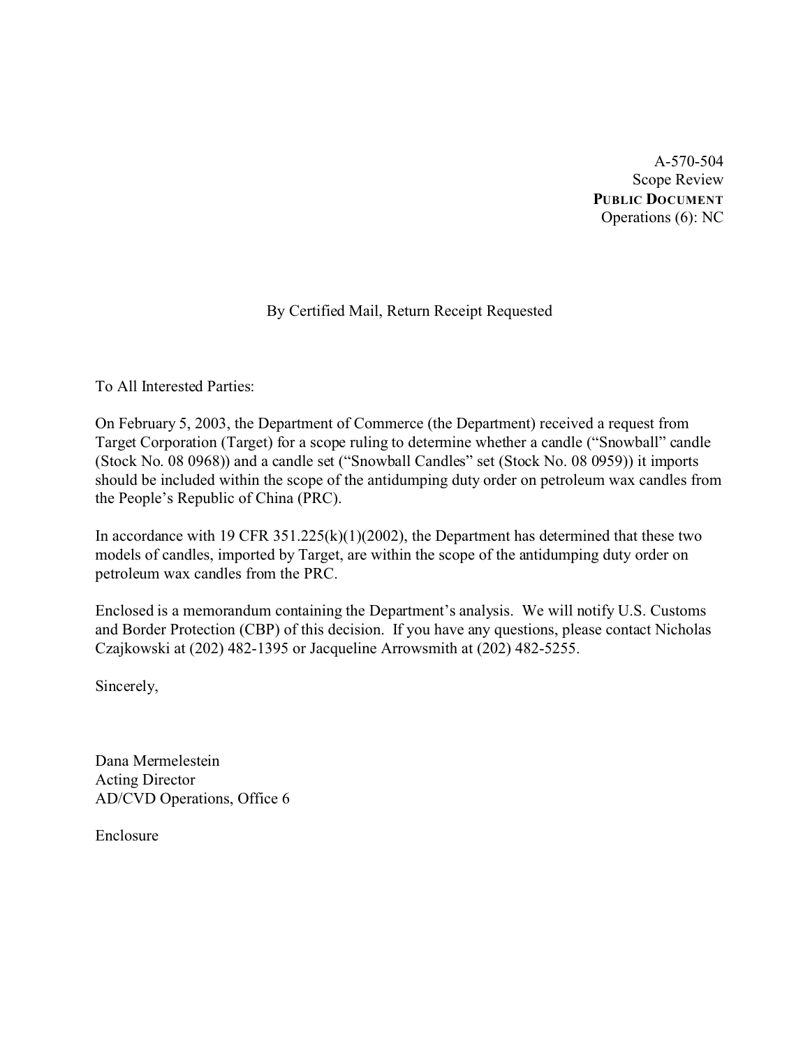A-570-504
Scope Review
**PUBLIC DOCUMENT**
Operations (6): NC

By Certified Mail, Return Receipt Requested

To All Interested Parties:

On February 5, 2003, the Department of Commerce (the Department) received a request from Target Corporation (Target) for a scope ruling to determine whether a candle ("Snowball" candle (Stock No. 08 0968)) and a candle set ("Snowball Candles" set (Stock No. 08 0959)) it imports should be included within the scope of the antidumping duty order on petroleum wax candles from the People's Republic of China (PRC).

In accordance with 19 CFR 351.225(k)(1)(2002), the Department has determined that these two models of candles, imported by Target, are within the scope of the antidumping duty order on petroleum wax candles from the PRC.

Enclosed is a memorandum containing the Department's analysis. We will notify U.S. Customs and Border Protection (CBP) of this decision. If you have any questions, please contact Nicholas Czajkowski at (202) 482-1395 or Jacqueline Arrowsmith at (202) 482-5255.

Sincerely,

Dana Mermelestein
Acting Director
AD/CVD Operations, Office 6

Enclosure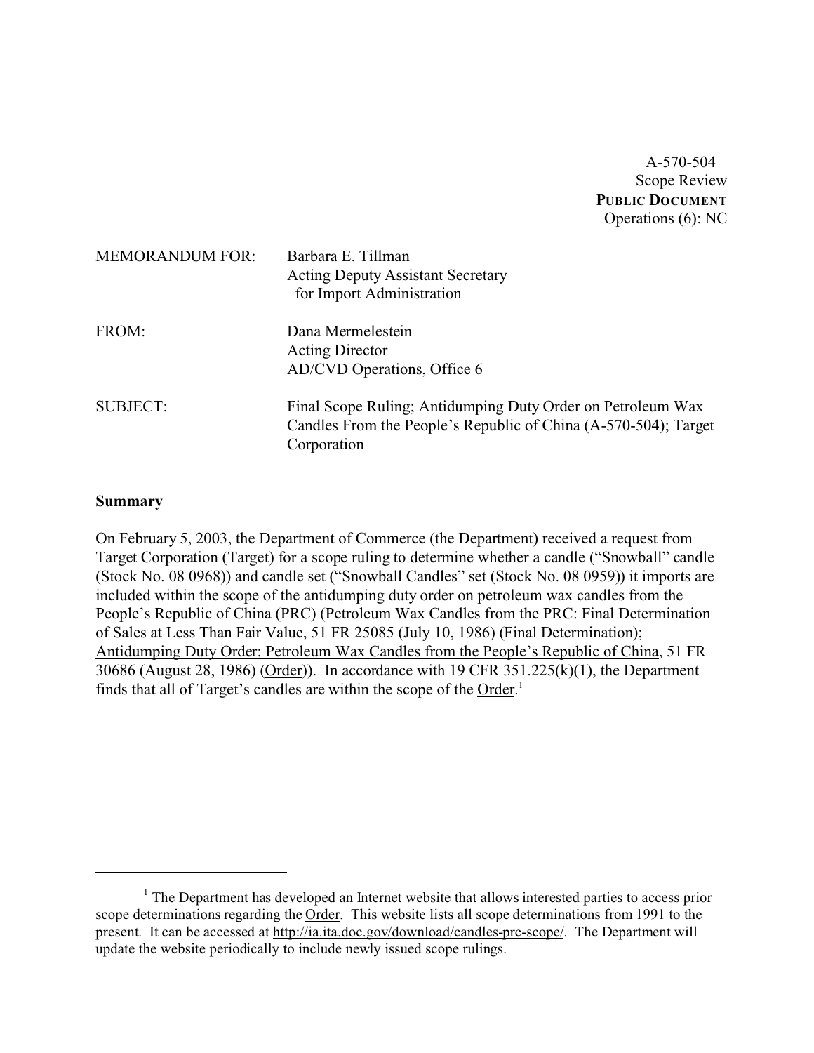A-570-504
Scope Review
**PUBLIC DOCUMENT**
Operations (6): NC

MEMORANDUM FOR: Barbara E. Tillman
Acting Deputy Assistant Secretary
for Import Administration

FROM: Dana Mermelestein
Acting Director
AD/CVD Operations, Office 6

SUBJECT: Final Scope Ruling; Antidumping Duty Order on Petroleum Wax Candles From the People's Republic of China (A-570-504); Target Corporation

**Summary**

On February 5, 2003, the Department of Commerce (the Department) received a request from Target Corporation (Target) for a scope ruling to determine whether a candle ("Snowball" candle (Stock No. 08 0968)) and candle set ("Snowball Candles" set (Stock No. 08 0959)) it imports are included within the scope of the antidumping duty order on petroleum wax candles from the People's Republic of China (PRC) (Petroleum Wax Candles from the PRC: Final Determination of Sales at Less Than Fair Value, 51 FR 25085 (July 10, 1986) (Final Determination); Antidumping Duty Order: Petroleum Wax Candles from the People's Republic of China, 51 FR 30686 (August 28, 1986) (Order)). In accordance with 19 CFR 351.225(k)(1), the Department finds that all of Target's candles are within the scope of the Order.[1]

---

[1] The Department has developed an Internet website that allows interested parties to access prior scope determinations regarding the Order. This website lists all scope determinations from 1991 to the present. It can be accessed at http://ia.ita.doc.gov/download/candles-prc-scope/. The Department will update the website periodically to include newly issued scope rulings.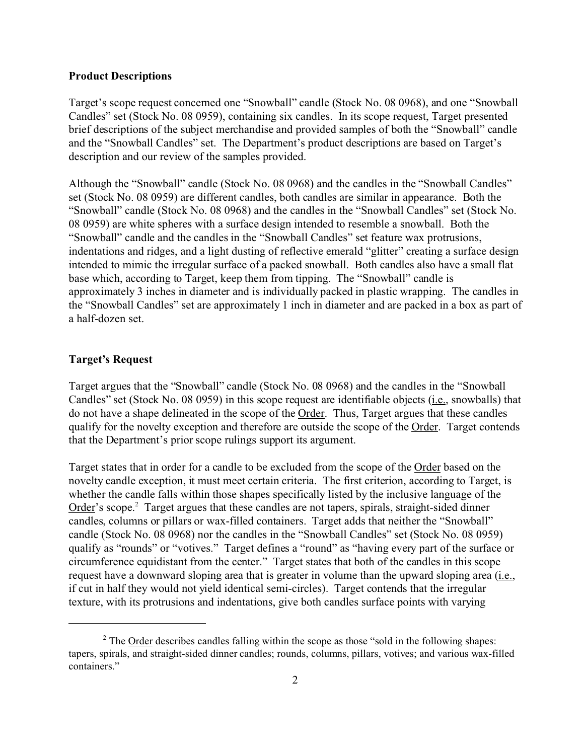**Product Descriptions**

Target's scope request concerned one "Snowball" candle (Stock No. 08 0968), and one "Snowball Candles" set (Stock No. 08 0959), containing six candles. In its scope request, Target presented brief descriptions of the subject merchandise and provided samples of both the "Snowball" candle and the "Snowball Candles" set. The Department's product descriptions are based on Target's description and our review of the samples provided.

Although the "Snowball" candle (Stock No. 08 0968) and the candles in the "Snowball Candles" set (Stock No. 08 0959) are different candles, both candles are similar in appearance. Both the "Snowball" candle (Stock No. 08 0968) and the candles in the "Snowball Candles" set (Stock No. 08 0959) are white spheres with a surface design intended to resemble a snowball. Both the "Snowball" candle and the candles in the "Snowball Candles" set feature wax protrusions, indentations and ridges, and a light dusting of reflective emerald "glitter" creating a surface design intended to mimic the irregular surface of a packed snowball. Both candles also have a small flat base which, according to Target, keep them from tipping. The "Snowball" candle is approximately 3 inches in diameter and is individually packed in plastic wrapping. The candles in the "Snowball Candles" set are approximately 1 inch in diameter and are packed in a box as part of a half-dozen set.

**Target's Request**

Target argues that the "Snowball" candle (Stock No. 08 0968) and the candles in the "Snowball Candles" set (Stock No. 08 0959) in this scope request are identifiable objects (i.e., snowballs) that do not have a shape delineated in the scope of the Order. Thus, Target argues that these candles qualify for the novelty exception and therefore are outside the scope of the Order. Target contends that the Department's prior scope rulings support its argument.

Target states that in order for a candle to be excluded from the scope of the Order based on the novelty candle exception, it must meet certain criteria. The first criterion, according to Target, is whether the candle falls within those shapes specifically listed by the inclusive language of the Order's scope.[2] Target argues that these candles are not tapers, spirals, straight-sided dinner candles, columns or pillars or wax-filled containers. Target adds that neither the "Snowball" candle (Stock No. 08 0968) nor the candles in the "Snowball Candles" set (Stock No. 08 0959) qualify as "rounds" or "votives." Target defines a "round" as "having every part of the surface or circumference equidistant from the center." Target states that both of the candles in this scope request have a downward sloping area that is greater in volume than the upward sloping area (i.e., if cut in half they would not yield identical semi-circles). Target contends that the irregular texture, with its protrusions and indentations, give both candles surface points with varying

[2] The Order describes candles falling within the scope as those "sold in the following shapes: tapers, spirals, and straight-sided dinner candles; rounds, columns, pillars, votives; and various wax-filled containers."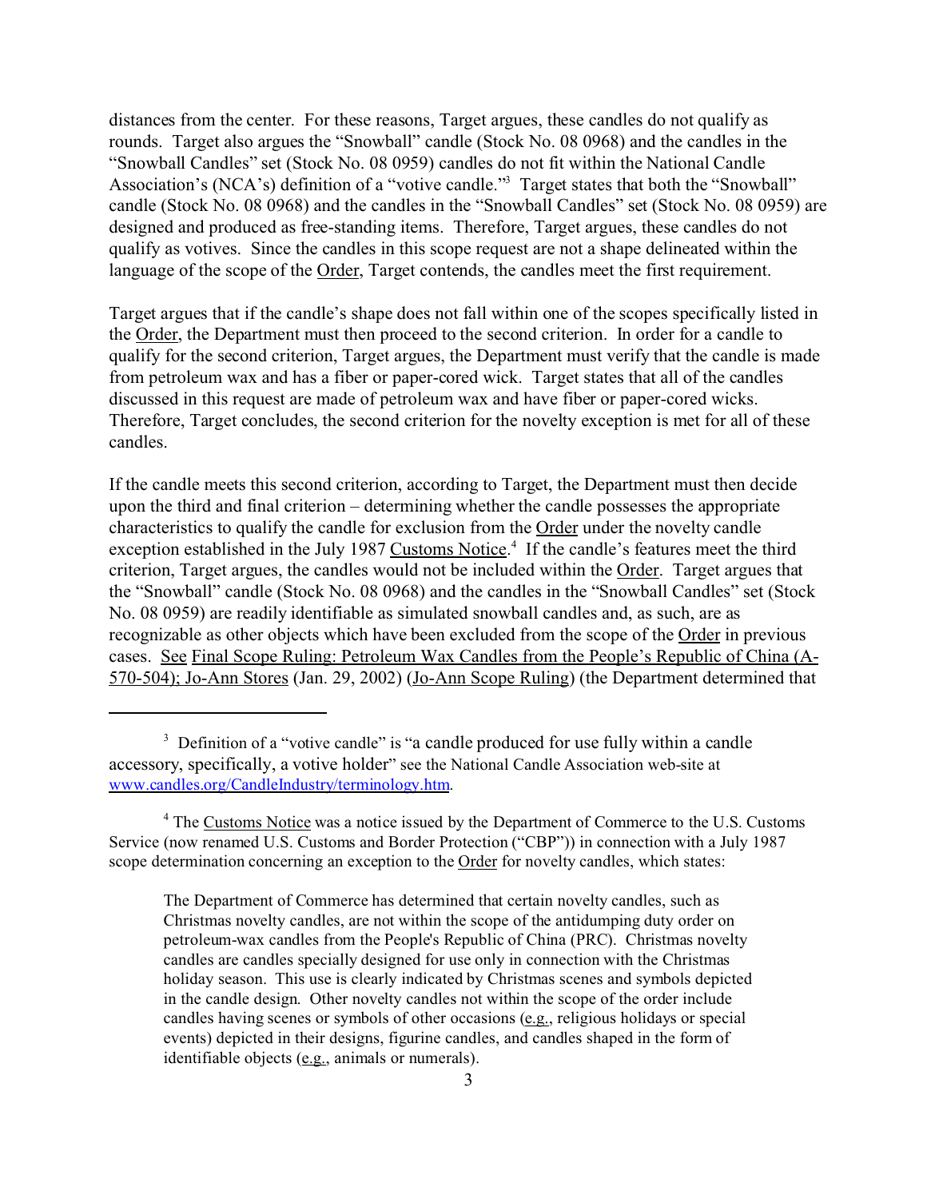distances from the center. For these reasons, Target argues, these candles do not qualify as rounds. Target also argues the "Snowball" candle (Stock No. 08 0968) and the candles in the "Snowball Candles" set (Stock No. 08 0959) candles do not fit within the National Candle Association's (NCA's) definition of a "votive candle."[3] Target states that both the "Snowball" candle (Stock No. 08 0968) and the candles in the "Snowball Candles" set (Stock No. 08 0959) are designed and produced as free-standing items. Therefore, Target argues, these candles do not qualify as votives. Since the candles in this scope request are not a shape delineated within the language of the scope of the Order, Target contends, the candles meet the first requirement.

Target argues that if the candle's shape does not fall within one of the scopes specifically listed in the Order, the Department must then proceed to the second criterion. In order for a candle to qualify for the second criterion, Target argues, the Department must verify that the candle is made from petroleum wax and has a fiber or paper-cored wick. Target states that all of the candles discussed in this request are made of petroleum wax and have fiber or paper-cored wicks. Therefore, Target concludes, the second criterion for the novelty exception is met for all of these candles.

If the candle meets this second criterion, according to Target, the Department must then decide upon the third and final criterion – determining whether the candle possesses the appropriate characteristics to qualify the candle for exclusion from the Order under the novelty candle exception established in the July 1987 Customs Notice.[4] If the candle's features meet the third criterion, Target argues, the candles would not be included within the Order. Target argues that the "Snowball" candle (Stock No. 08 0968) and the candles in the "Snowball Candles" set (Stock No. 08 0959) are readily identifiable as simulated snowball candles and, as such, are as recognizable as other objects which have been excluded from the scope of the Order in previous cases. See Final Scope Ruling: Petroleum Wax Candles from the People's Republic of China (A-570-504); Jo-Ann Stores (Jan. 29, 2002) (Jo-Ann Scope Ruling) (the Department determined that

---

[3] Definition of a "votive candle" is "a candle produced for use fully within a candle accessory, specifically, a votive holder" see the National Candle Association web-site at www.candles.org/CandleIndustry/terminology.htm.

[4] The Customs Notice was a notice issued by the Department of Commerce to the U.S. Customs Service (now renamed U.S. Customs and Border Protection ("CBP")) in connection with a July 1987 scope determination concerning an exception to the Order for novelty candles, which states:

> The Department of Commerce has determined that certain novelty candles, such as Christmas novelty candles, are not within the scope of the antidumping duty order on petroleum-wax candles from the People's Republic of China (PRC). Christmas novelty candles are candles specially designed for use only in connection with the Christmas holiday season. This use is clearly indicated by Christmas scenes and symbols depicted in the candle design. Other novelty candles not within the scope of the order include candles having scenes or symbols of other occasions (e.g., religious holidays or special events) depicted in their designs, figurine candles, and candles shaped in the form of identifiable objects (e.g., animals or numerals).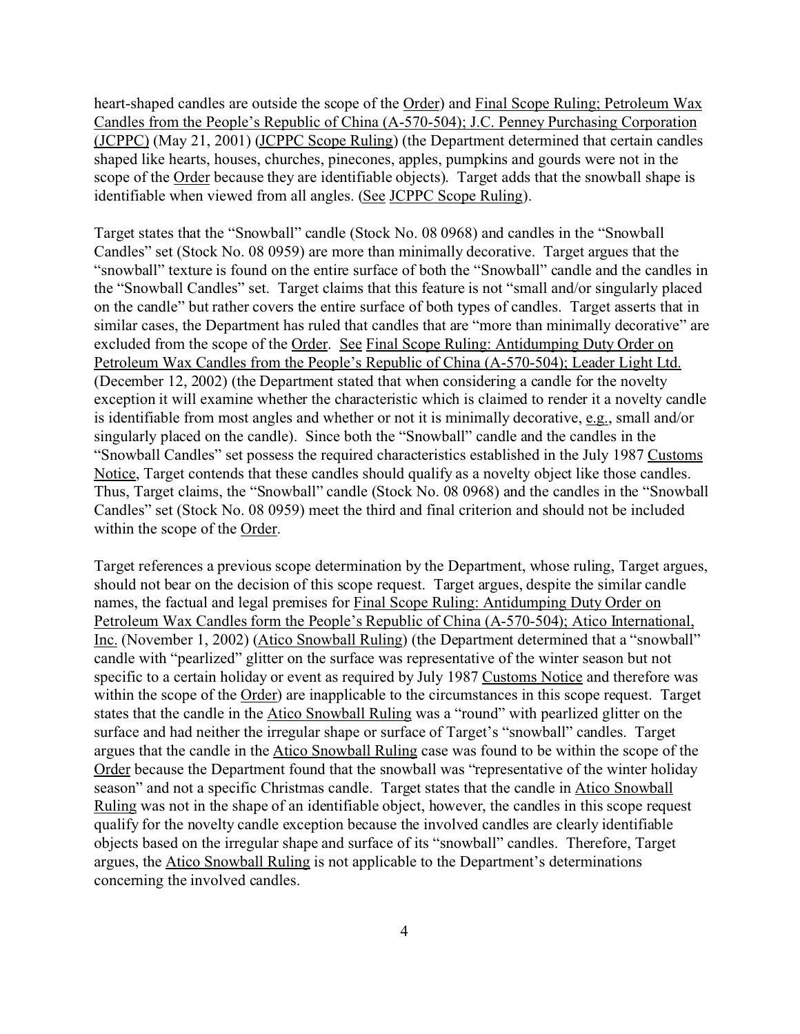heart-shaped candles are outside the scope of the Order) and Final Scope Ruling; Petroleum Wax Candles from the People's Republic of China (A-570-504); J.C. Penney Purchasing Corporation (JCPPC) (May 21, 2001) (JCPPC Scope Ruling) (the Department determined that certain candles shaped like hearts, houses, churches, pinecones, apples, pumpkins and gourds were not in the scope of the Order because they are identifiable objects). Target adds that the snowball shape is identifiable when viewed from all angles. (See JCPPC Scope Ruling).

Target states that the "Snowball" candle (Stock No. 08 0968) and candles in the "Snowball Candles" set (Stock No. 08 0959) are more than minimally decorative. Target argues that the "snowball" texture is found on the entire surface of both the "Snowball" candle and the candles in the "Snowball Candles" set. Target claims that this feature is not "small and/or singularly placed on the candle" but rather covers the entire surface of both types of candles. Target asserts that in similar cases, the Department has ruled that candles that are "more than minimally decorative" are excluded from the scope of the Order. See Final Scope Ruling: Antidumping Duty Order on Petroleum Wax Candles from the People's Republic of China (A-570-504); Leader Light Ltd. (December 12, 2002) (the Department stated that when considering a candle for the novelty exception it will examine whether the characteristic which is claimed to render it a novelty candle is identifiable from most angles and whether or not it is minimally decorative, e.g., small and/or singularly placed on the candle). Since both the "Snowball" candle and the candles in the "Snowball Candles" set possess the required characteristics established in the July 1987 Customs Notice, Target contends that these candles should qualify as a novelty object like those candles. Thus, Target claims, the "Snowball" candle (Stock No. 08 0968) and the candles in the "Snowball Candles" set (Stock No. 08 0959) meet the third and final criterion and should not be included within the scope of the Order.

Target references a previous scope determination by the Department, whose ruling, Target argues, should not bear on the decision of this scope request. Target argues, despite the similar candle names, the factual and legal premises for Final Scope Ruling: Antidumping Duty Order on Petroleum Wax Candles form the People's Republic of China (A-570-504); Atico International, Inc. (November 1, 2002) (Atico Snowball Ruling) (the Department determined that a "snowball" candle with "pearlized" glitter on the surface was representative of the winter season but not specific to a certain holiday or event as required by July 1987 Customs Notice and therefore was within the scope of the Order) are inapplicable to the circumstances in this scope request. Target states that the candle in the Atico Snowball Ruling was a "round" with pearlized glitter on the surface and had neither the irregular shape or surface of Target's "snowball" candles. Target argues that the candle in the Atico Snowball Ruling case was found to be within the scope of the Order because the Department found that the snowball was "representative of the winter holiday season" and not a specific Christmas candle. Target states that the candle in Atico Snowball Ruling was not in the shape of an identifiable object, however, the candles in this scope request qualify for the novelty candle exception because the involved candles are clearly identifiable objects based on the irregular shape and surface of its "snowball" candles. Therefore, Target argues, the Atico Snowball Ruling is not applicable to the Department's determinations concerning the involved candles.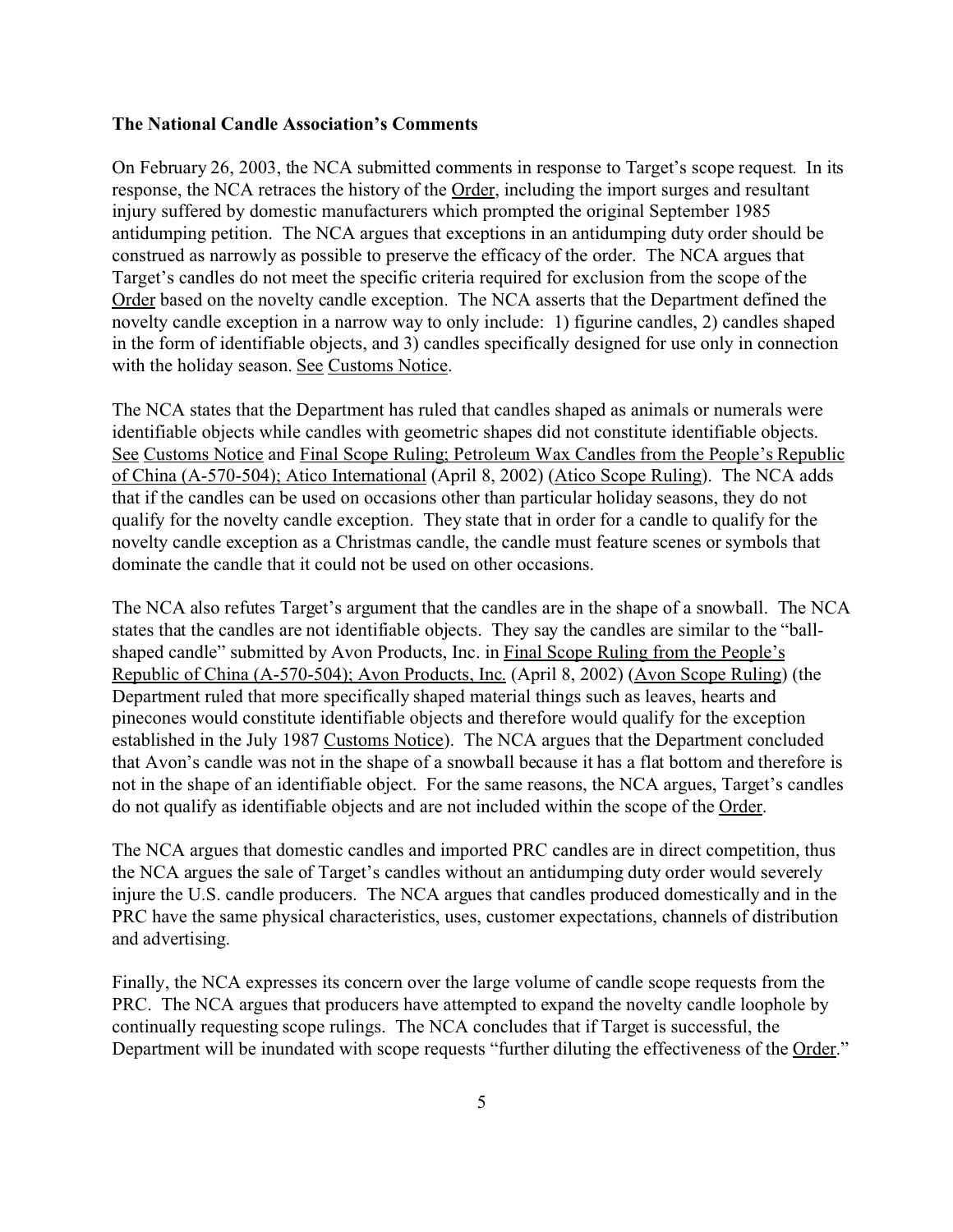**The National Candle Association's Comments**

On February 26, 2003, the NCA submitted comments in response to Target's scope request. In its response, the NCA retraces the history of the Order, including the import surges and resultant injury suffered by domestic manufacturers which prompted the original September 1985 antidumping petition. The NCA argues that exceptions in an antidumping duty order should be construed as narrowly as possible to preserve the efficacy of the order. The NCA argues that Target's candles do not meet the specific criteria required for exclusion from the scope of the Order based on the novelty candle exception. The NCA asserts that the Department defined the novelty candle exception in a narrow way to only include: 1) figurine candles, 2) candles shaped in the form of identifiable objects, and 3) candles specifically designed for use only in connection with the holiday season. See Customs Notice.

The NCA states that the Department has ruled that candles shaped as animals or numerals were identifiable objects while candles with geometric shapes did not constitute identifiable objects. See Customs Notice and Final Scope Ruling; Petroleum Wax Candles from the People's Republic of China (A-570-504); Atico International (April 8, 2002) (Atico Scope Ruling). The NCA adds that if the candles can be used on occasions other than particular holiday seasons, they do not qualify for the novelty candle exception. They state that in order for a candle to qualify for the novelty candle exception as a Christmas candle, the candle must feature scenes or symbols that dominate the candle that it could not be used on other occasions.

The NCA also refutes Target's argument that the candles are in the shape of a snowball. The NCA states that the candles are not identifiable objects. They say the candles are similar to the "ball-shaped candle" submitted by Avon Products, Inc. in Final Scope Ruling from the People's Republic of China (A-570-504); Avon Products, Inc. (April 8, 2002) (Avon Scope Ruling) (the Department ruled that more specifically shaped material things such as leaves, hearts and pinecones would constitute identifiable objects and therefore would qualify for the exception established in the July 1987 Customs Notice). The NCA argues that the Department concluded that Avon's candle was not in the shape of a snowball because it has a flat bottom and therefore is not in the shape of an identifiable object. For the same reasons, the NCA argues, Target's candles do not qualify as identifiable objects and are not included within the scope of the Order.

The NCA argues that domestic candles and imported PRC candles are in direct competition, thus the NCA argues the sale of Target's candles without an antidumping duty order would severely injure the U.S. candle producers. The NCA argues that candles produced domestically and in the PRC have the same physical characteristics, uses, customer expectations, channels of distribution and advertising.

Finally, the NCA expresses its concern over the large volume of candle scope requests from the PRC. The NCA argues that producers have attempted to expand the novelty candle loophole by continually requesting scope rulings. The NCA concludes that if Target is successful, the Department will be inundated with scope requests "further diluting the effectiveness of the Order."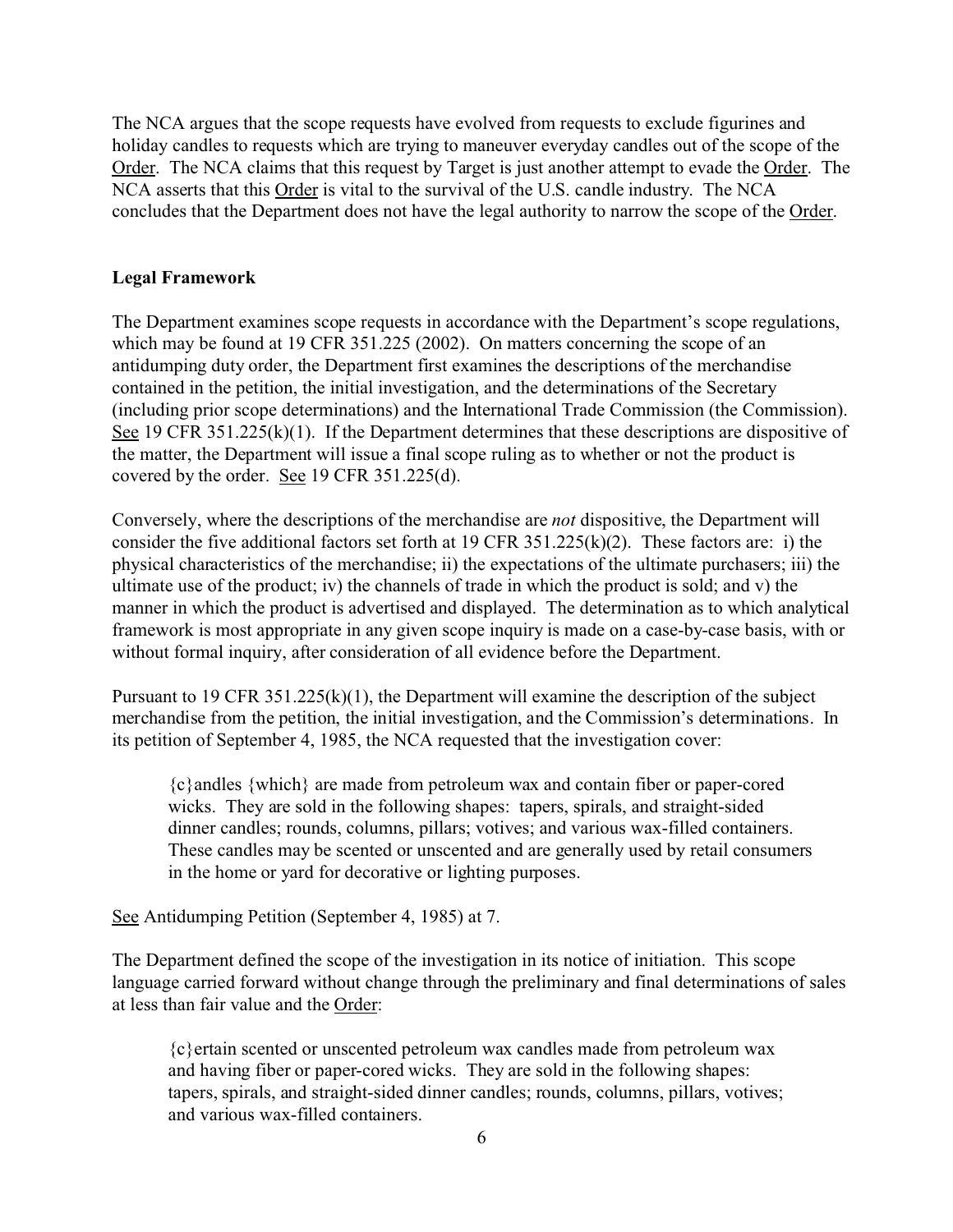The NCA argues that the scope requests have evolved from requests to exclude figurines and holiday candles to requests which are trying to maneuver everyday candles out of the scope of the Order. The NCA claims that this request by Target is just another attempt to evade the Order. The NCA asserts that this Order is vital to the survival of the U.S. candle industry. The NCA concludes that the Department does not have the legal authority to narrow the scope of the Order.

**Legal Framework**

The Department examines scope requests in accordance with the Department's scope regulations, which may be found at 19 CFR 351.225 (2002). On matters concerning the scope of an antidumping duty order, the Department first examines the descriptions of the merchandise contained in the petition, the initial investigation, and the determinations of the Secretary (including prior scope determinations) and the International Trade Commission (the Commission). See 19 CFR 351.225(k)(1). If the Department determines that these descriptions are dispositive of the matter, the Department will issue a final scope ruling as to whether or not the product is covered by the order. See 19 CFR 351.225(d).

Conversely, where the descriptions of the merchandise are *not* dispositive, the Department will consider the five additional factors set forth at 19 CFR 351.225(k)(2). These factors are: i) the physical characteristics of the merchandise; ii) the expectations of the ultimate purchasers; iii) the ultimate use of the product; iv) the channels of trade in which the product is sold; and v) the manner in which the product is advertised and displayed. The determination as to which analytical framework is most appropriate in any given scope inquiry is made on a case-by-case basis, with or without formal inquiry, after consideration of all evidence before the Department.

Pursuant to 19 CFR 351.225(k)(1), the Department will examine the description of the subject merchandise from the petition, the initial investigation, and the Commission's determinations. In its petition of September 4, 1985, the NCA requested that the investigation cover:

> {c}andles {which} are made from petroleum wax and contain fiber or paper-cored wicks. They are sold in the following shapes: tapers, spirals, and straight-sided dinner candles; rounds, columns, pillars; votives; and various wax-filled containers. These candles may be scented or unscented and are generally used by retail consumers in the home or yard for decorative or lighting purposes.

See Antidumping Petition (September 4, 1985) at 7.

The Department defined the scope of the investigation in its notice of initiation. This scope language carried forward without change through the preliminary and final determinations of sales at less than fair value and the Order:

> {c}ertain scented or unscented petroleum wax candles made from petroleum wax and having fiber or paper-cored wicks. They are sold in the following shapes: tapers, spirals, and straight-sided dinner candles; rounds, columns, pillars, votives; and various wax-filled containers.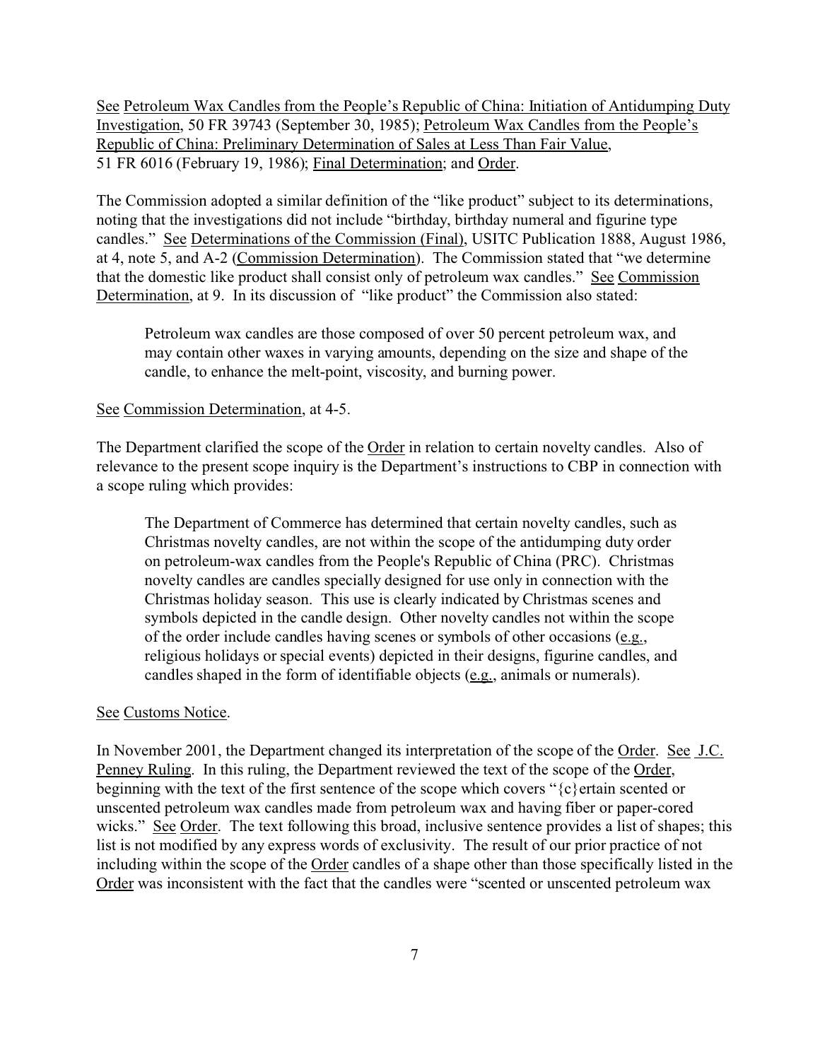See Petroleum Wax Candles from the People's Republic of China: Initiation of Antidumping Duty Investigation, 50 FR 39743 (September 30, 1985); Petroleum Wax Candles from the People's Republic of China: Preliminary Determination of Sales at Less Than Fair Value, 51 FR 6016 (February 19, 1986); Final Determination; and Order.

The Commission adopted a similar definition of the "like product" subject to its determinations, noting that the investigations did not include "birthday, birthday numeral and figurine type candles." See Determinations of the Commission (Final), USITC Publication 1888, August 1986, at 4, note 5, and A-2 (Commission Determination). The Commission stated that "we determine that the domestic like product shall consist only of petroleum wax candles." See Commission Determination, at 9. In its discussion of "like product" the Commission also stated:

> Petroleum wax candles are those composed of over 50 percent petroleum wax, and may contain other waxes in varying amounts, depending on the size and shape of the candle, to enhance the melt-point, viscosity, and burning power.

See Commission Determination, at 4-5.

The Department clarified the scope of the Order in relation to certain novelty candles. Also of relevance to the present scope inquiry is the Department's instructions to CBP in connection with a scope ruling which provides:

> The Department of Commerce has determined that certain novelty candles, such as Christmas novelty candles, are not within the scope of the antidumping duty order on petroleum-wax candles from the People's Republic of China (PRC). Christmas novelty candles are candles specially designed for use only in connection with the Christmas holiday season. This use is clearly indicated by Christmas scenes and symbols depicted in the candle design. Other novelty candles not within the scope of the order include candles having scenes or symbols of other occasions (e.g., religious holidays or special events) depicted in their designs, figurine candles, and candles shaped in the form of identifiable objects (e.g., animals or numerals).

See Customs Notice.

In November 2001, the Department changed its interpretation of the scope of the Order. See J.C. Penney Ruling. In this ruling, the Department reviewed the text of the scope of the Order, beginning with the text of the first sentence of the scope which covers "{c}ertain scented or unscented petroleum wax candles made from petroleum wax and having fiber or paper-cored wicks." See Order. The text following this broad, inclusive sentence provides a list of shapes; this list is not modified by any express words of exclusivity. The result of our prior practice of not including within the scope of the Order candles of a shape other than those specifically listed in the Order was inconsistent with the fact that the candles were "scented or unscented petroleum wax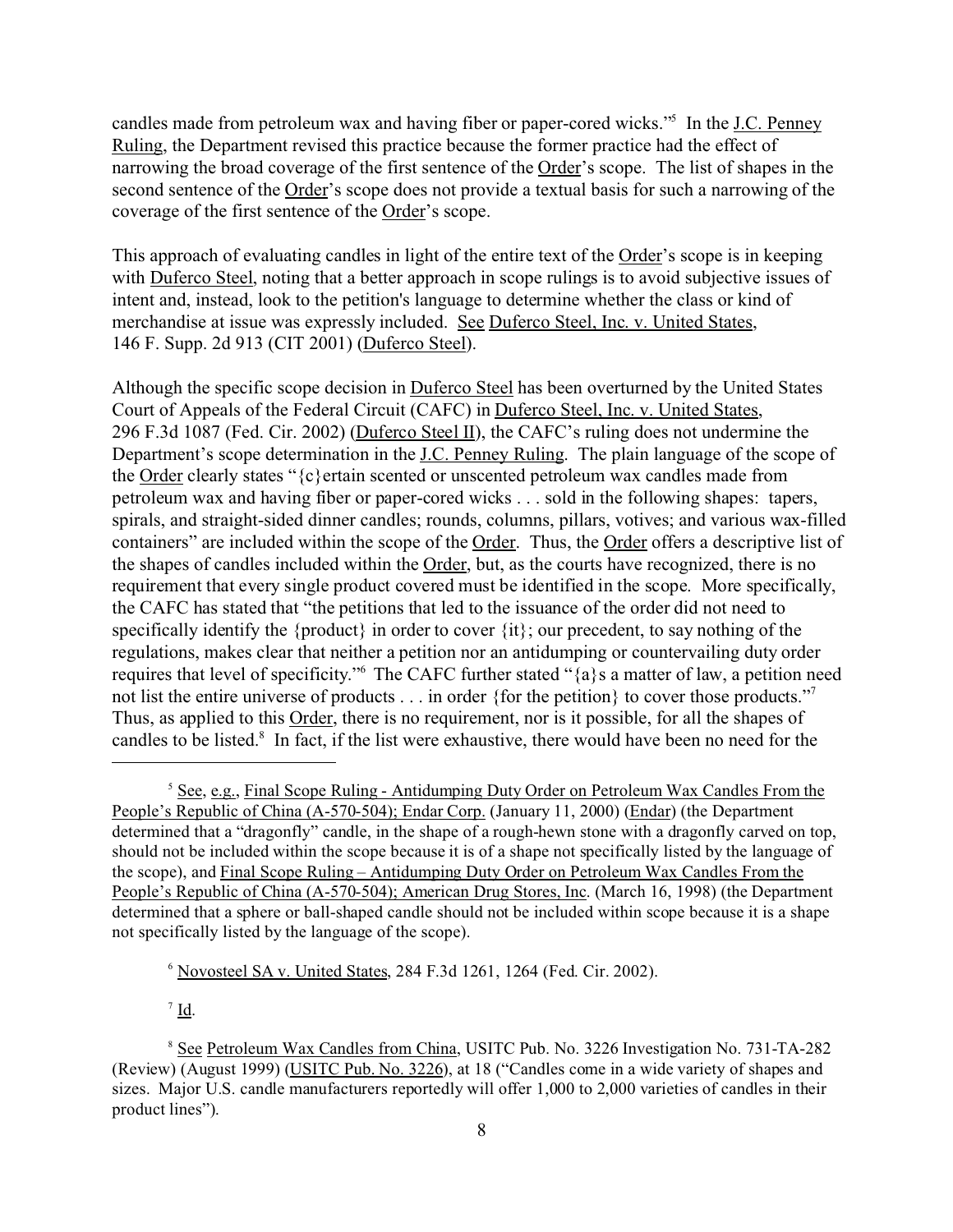candles made from petroleum wax and having fiber or paper-cored wicks."[5] In the J.C. Penney Ruling, the Department revised this practice because the former practice had the effect of narrowing the broad coverage of the first sentence of the Order's scope. The list of shapes in the second sentence of the Order's scope does not provide a textual basis for such a narrowing of the coverage of the first sentence of the Order's scope.

This approach of evaluating candles in light of the entire text of the Order's scope is in keeping with Duferco Steel, noting that a better approach in scope rulings is to avoid subjective issues of intent and, instead, look to the petition's language to determine whether the class or kind of merchandise at issue was expressly included. See Duferco Steel, Inc. v. United States, 146 F. Supp. 2d 913 (CIT 2001) (Duferco Steel).

Although the specific scope decision in Duferco Steel has been overturned by the United States Court of Appeals of the Federal Circuit (CAFC) in Duferco Steel, Inc. v. United States, 296 F.3d 1087 (Fed. Cir. 2002) (Duferco Steel II), the CAFC's ruling does not undermine the Department's scope determination in the J.C. Penney Ruling. The plain language of the scope of the Order clearly states "{c}ertain scented or unscented petroleum wax candles made from petroleum wax and having fiber or paper-cored wicks . . . sold in the following shapes: tapers, spirals, and straight-sided dinner candles; rounds, columns, pillars, votives; and various wax-filled containers" are included within the scope of the Order. Thus, the Order offers a descriptive list of the shapes of candles included within the Order, but, as the courts have recognized, there is no requirement that every single product covered must be identified in the scope. More specifically, the CAFC has stated that "the petitions that led to the issuance of the order did not need to specifically identify the {product} in order to cover {it}; our precedent, to say nothing of the regulations, makes clear that neither a petition nor an antidumping or countervailing duty order requires that level of specificity."[6] The CAFC further stated "{a}s a matter of law, a petition need not list the entire universe of products . . . in order {for the petition} to cover those products."[7] Thus, as applied to this Order, there is no requirement, nor is it possible, for all the shapes of candles to be listed.[8] In fact, if the list were exhaustive, there would have been no need for the

---

[5] See, e.g., Final Scope Ruling - Antidumping Duty Order on Petroleum Wax Candles From the People's Republic of China (A-570-504); Endar Corp. (January 11, 2000) (Endar) (the Department determined that a "dragonfly" candle, in the shape of a rough-hewn stone with a dragonfly carved on top, should not be included within the scope because it is of a shape not specifically listed by the language of the scope), and Final Scope Ruling – Antidumping Duty Order on Petroleum Wax Candles From the People's Republic of China (A-570-504); American Drug Stores, Inc. (March 16, 1998) (the Department determined that a sphere or ball-shaped candle should not be included within scope because it is a shape not specifically listed by the language of the scope).

[6] Novosteel SA v. United States, 284 F.3d 1261, 1264 (Fed. Cir. 2002).

[7] Id.

[8] See Petroleum Wax Candles from China, USITC Pub. No. 3226 Investigation No. 731-TA-282 (Review) (August 1999) (USITC Pub. No. 3226), at 18 ("Candles come in a wide variety of shapes and sizes. Major U.S. candle manufacturers reportedly will offer 1,000 to 2,000 varieties of candles in their product lines").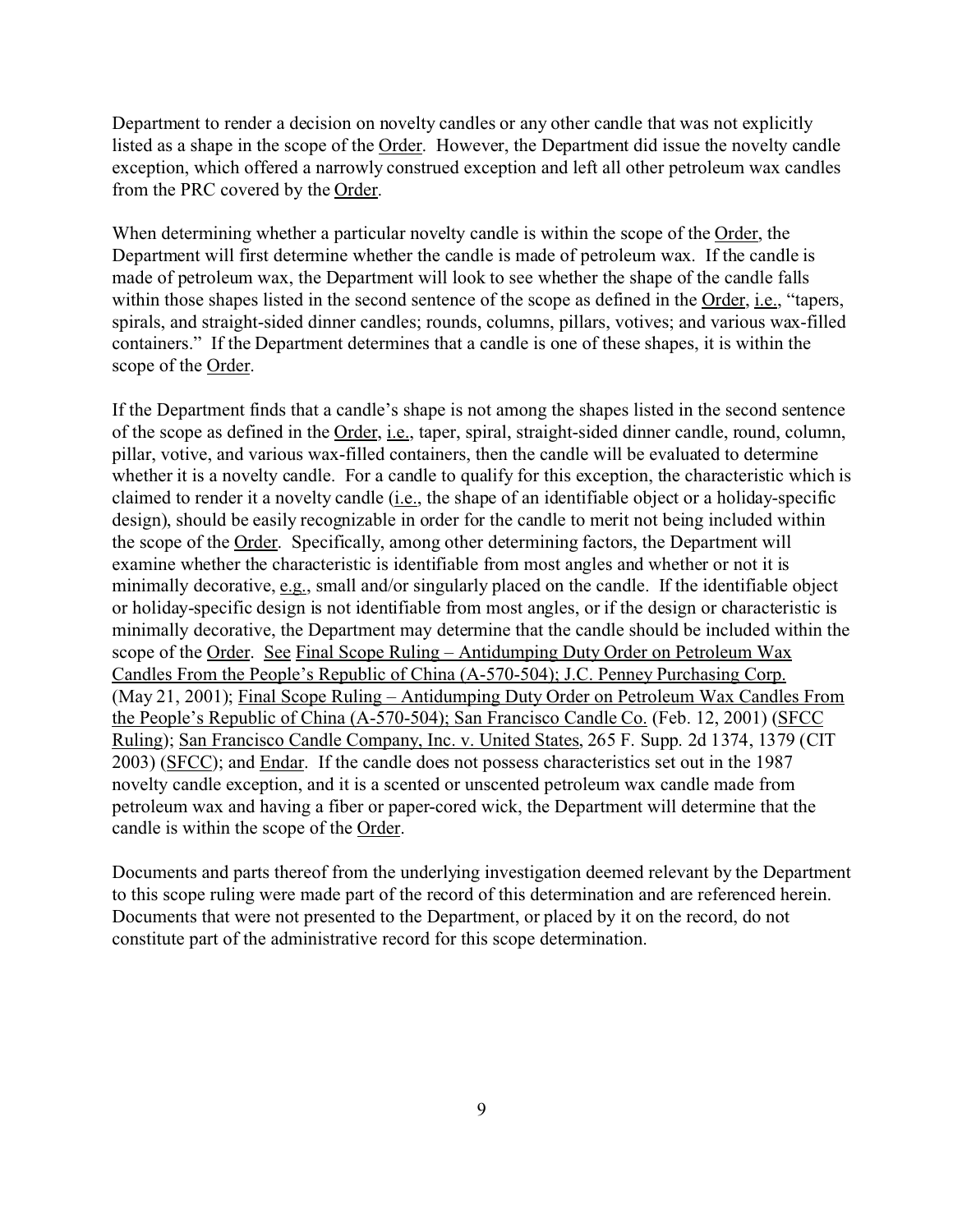Department to render a decision on novelty candles or any other candle that was not explicitly listed as a shape in the scope of the Order. However, the Department did issue the novelty candle exception, which offered a narrowly construed exception and left all other petroleum wax candles from the PRC covered by the Order.

When determining whether a particular novelty candle is within the scope of the Order, the Department will first determine whether the candle is made of petroleum wax. If the candle is made of petroleum wax, the Department will look to see whether the shape of the candle falls within those shapes listed in the second sentence of the scope as defined in the Order, i.e., "tapers, spirals, and straight-sided dinner candles; rounds, columns, pillars, votives; and various wax-filled containers." If the Department determines that a candle is one of these shapes, it is within the scope of the Order.

If the Department finds that a candle's shape is not among the shapes listed in the second sentence of the scope as defined in the Order, i.e., taper, spiral, straight-sided dinner candle, round, column, pillar, votive, and various wax-filled containers, then the candle will be evaluated to determine whether it is a novelty candle. For a candle to qualify for this exception, the characteristic which is claimed to render it a novelty candle (i.e., the shape of an identifiable object or a holiday-specific design), should be easily recognizable in order for the candle to merit not being included within the scope of the Order. Specifically, among other determining factors, the Department will examine whether the characteristic is identifiable from most angles and whether or not it is minimally decorative, e.g., small and/or singularly placed on the candle. If the identifiable object or holiday-specific design is not identifiable from most angles, or if the design or characteristic is minimally decorative, the Department may determine that the candle should be included within the scope of the Order. See Final Scope Ruling – Antidumping Duty Order on Petroleum Wax Candles From the People's Republic of China (A-570-504); J.C. Penney Purchasing Corp. (May 21, 2001); Final Scope Ruling – Antidumping Duty Order on Petroleum Wax Candles From the People's Republic of China (A-570-504); San Francisco Candle Co. (Feb. 12, 2001) (SFCC Ruling); San Francisco Candle Company, Inc. v. United States, 265 F. Supp. 2d 1374, 1379 (CIT 2003) (SFCC); and Endar. If the candle does not possess characteristics set out in the 1987 novelty candle exception, and it is a scented or unscented petroleum wax candle made from petroleum wax and having a fiber or paper-cored wick, the Department will determine that the candle is within the scope of the Order.

Documents and parts thereof from the underlying investigation deemed relevant by the Department to this scope ruling were made part of the record of this determination and are referenced herein. Documents that were not presented to the Department, or placed by it on the record, do not constitute part of the administrative record for this scope determination.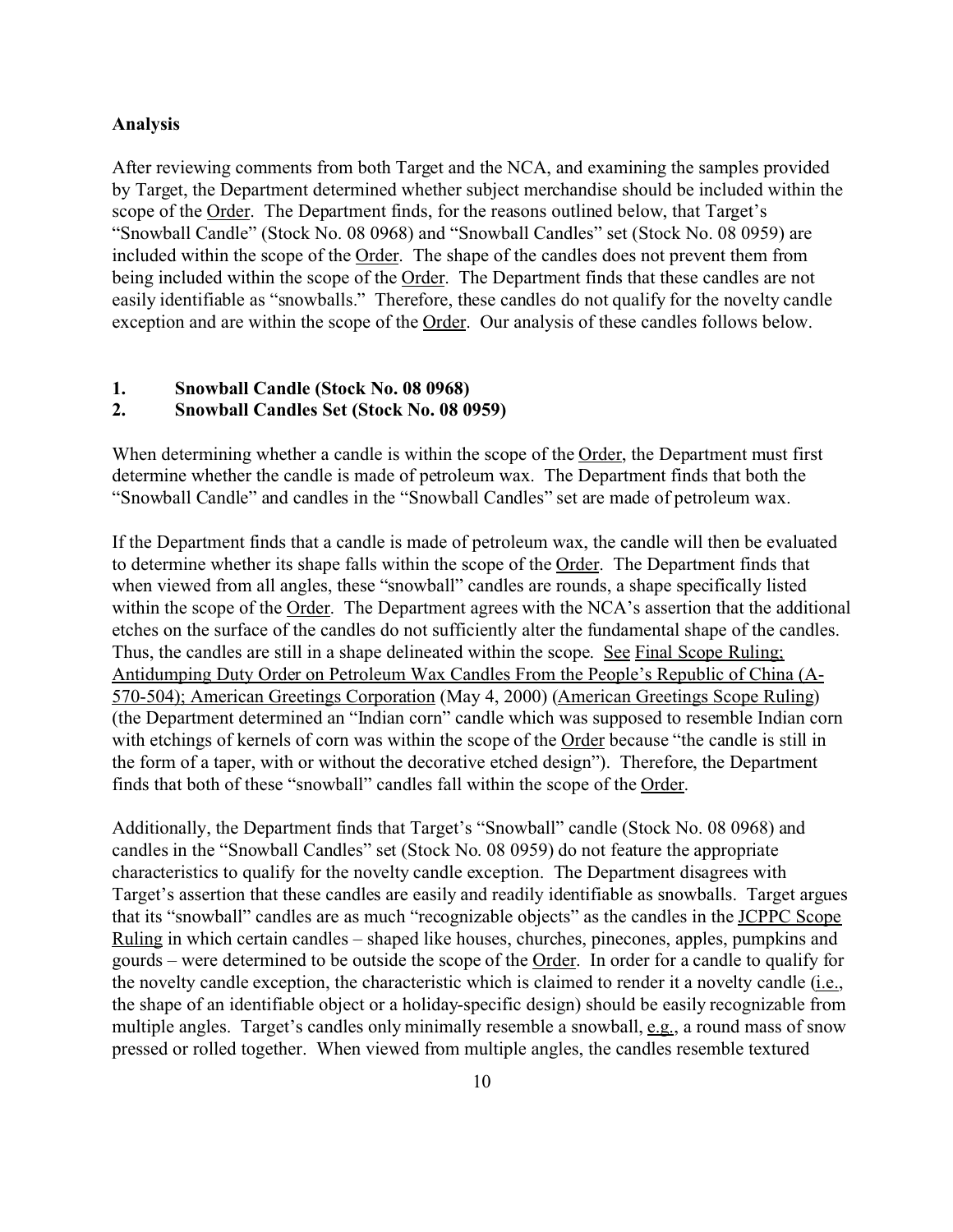**Analysis**

After reviewing comments from both Target and the NCA, and examining the samples provided by Target, the Department determined whether subject merchandise should be included within the scope of the Order. The Department finds, for the reasons outlined below, that Target's "Snowball Candle" (Stock No. 08 0968) and "Snowball Candles" set (Stock No. 08 0959) are included within the scope of the Order. The shape of the candles does not prevent them from being included within the scope of the Order. The Department finds that these candles are not easily identifiable as "snowballs." Therefore, these candles do not qualify for the novelty candle exception and are within the scope of the Order. Our analysis of these candles follows below.

**1. Snowball Candle (Stock No. 08 0968)**
**2. Snowball Candles Set (Stock No. 08 0959)**

When determining whether a candle is within the scope of the Order, the Department must first determine whether the candle is made of petroleum wax. The Department finds that both the "Snowball Candle" and candles in the "Snowball Candles" set are made of petroleum wax.

If the Department finds that a candle is made of petroleum wax, the candle will then be evaluated to determine whether its shape falls within the scope of the Order. The Department finds that when viewed from all angles, these "snowball" candles are rounds, a shape specifically listed within the scope of the Order. The Department agrees with the NCA's assertion that the additional etches on the surface of the candles do not sufficiently alter the fundamental shape of the candles. Thus, the candles are still in a shape delineated within the scope. See Final Scope Ruling; Antidumping Duty Order on Petroleum Wax Candles From the People's Republic of China (A-570-504); American Greetings Corporation (May 4, 2000) (American Greetings Scope Ruling) (the Department determined an "Indian corn" candle which was supposed to resemble Indian corn with etchings of kernels of corn was within the scope of the Order because "the candle is still in the form of a taper, with or without the decorative etched design"). Therefore, the Department finds that both of these "snowball" candles fall within the scope of the Order.

Additionally, the Department finds that Target's "Snowball" candle (Stock No. 08 0968) and candles in the "Snowball Candles" set (Stock No. 08 0959) do not feature the appropriate characteristics to qualify for the novelty candle exception. The Department disagrees with Target's assertion that these candles are easily and readily identifiable as snowballs. Target argues that its "snowball" candles are as much "recognizable objects" as the candles in the JCPPC Scope Ruling in which certain candles – shaped like houses, churches, pinecones, apples, pumpkins and gourds – were determined to be outside the scope of the Order. In order for a candle to qualify for the novelty candle exception, the characteristic which is claimed to render it a novelty candle (i.e., the shape of an identifiable object or a holiday-specific design) should be easily recognizable from multiple angles. Target's candles only minimally resemble a snowball, e.g., a round mass of snow pressed or rolled together. When viewed from multiple angles, the candles resemble textured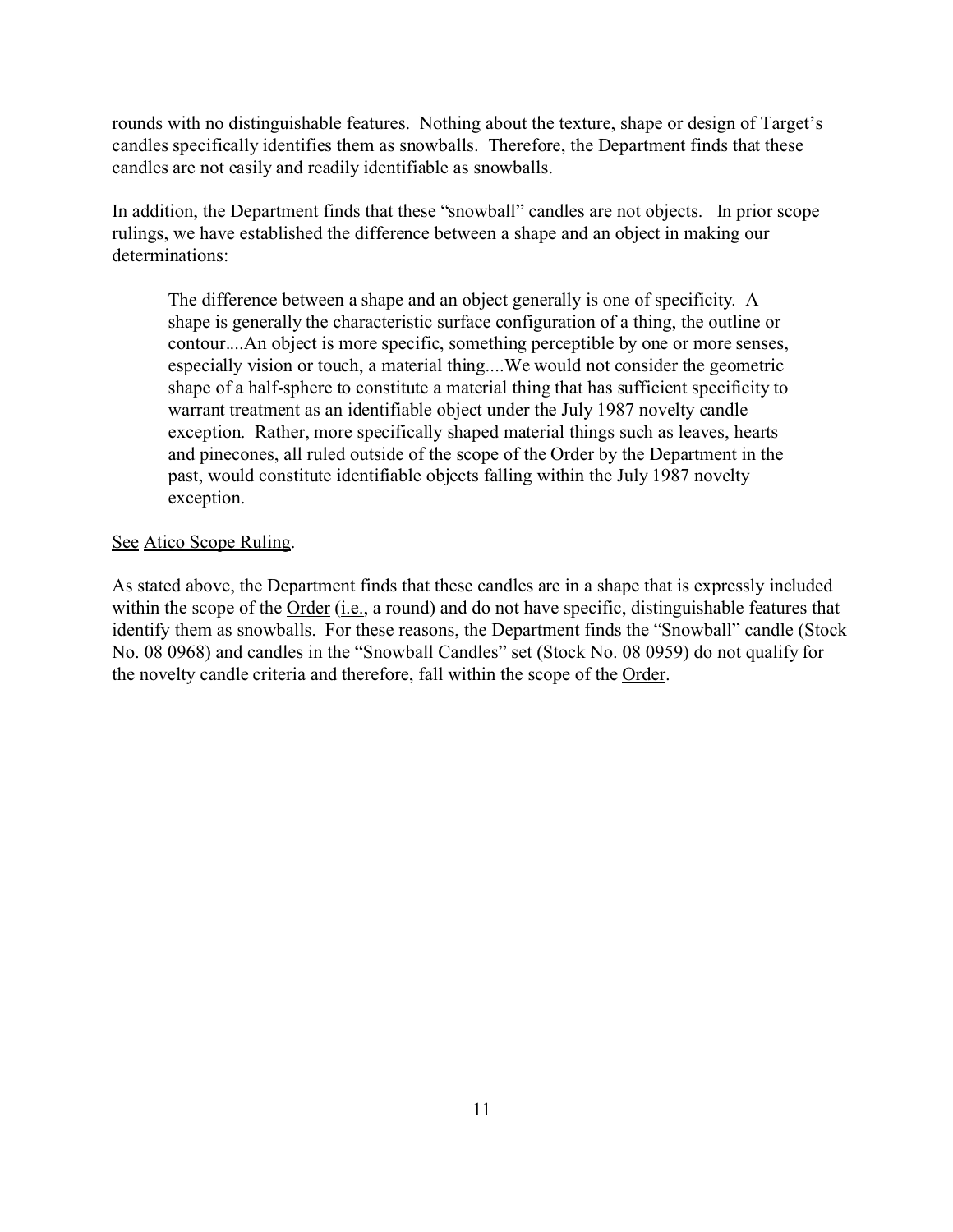rounds with no distinguishable features. Nothing about the texture, shape or design of Target's candles specifically identifies them as snowballs. Therefore, the Department finds that these candles are not easily and readily identifiable as snowballs.

In addition, the Department finds that these "snowball" candles are not objects. In prior scope rulings, we have established the difference between a shape and an object in making our determinations:

> The difference between a shape and an object generally is one of specificity. A shape is generally the characteristic surface configuration of a thing, the outline or contour....An object is more specific, something perceptible by one or more senses, especially vision or touch, a material thing....We would not consider the geometric shape of a half-sphere to constitute a material thing that has sufficient specificity to warrant treatment as an identifiable object under the July 1987 novelty candle exception. Rather, more specifically shaped material things such as leaves, hearts and pinecones, all ruled outside of the scope of the Order by the Department in the past, would constitute identifiable objects falling within the July 1987 novelty exception.

See Atico Scope Ruling.

As stated above, the Department finds that these candles are in a shape that is expressly included within the scope of the Order (i.e., a round) and do not have specific, distinguishable features that identify them as snowballs. For these reasons, the Department finds the "Snowball" candle (Stock No. 08 0968) and candles in the "Snowball Candles" set (Stock No. 08 0959) do not qualify for the novelty candle criteria and therefore, fall within the scope of the Order.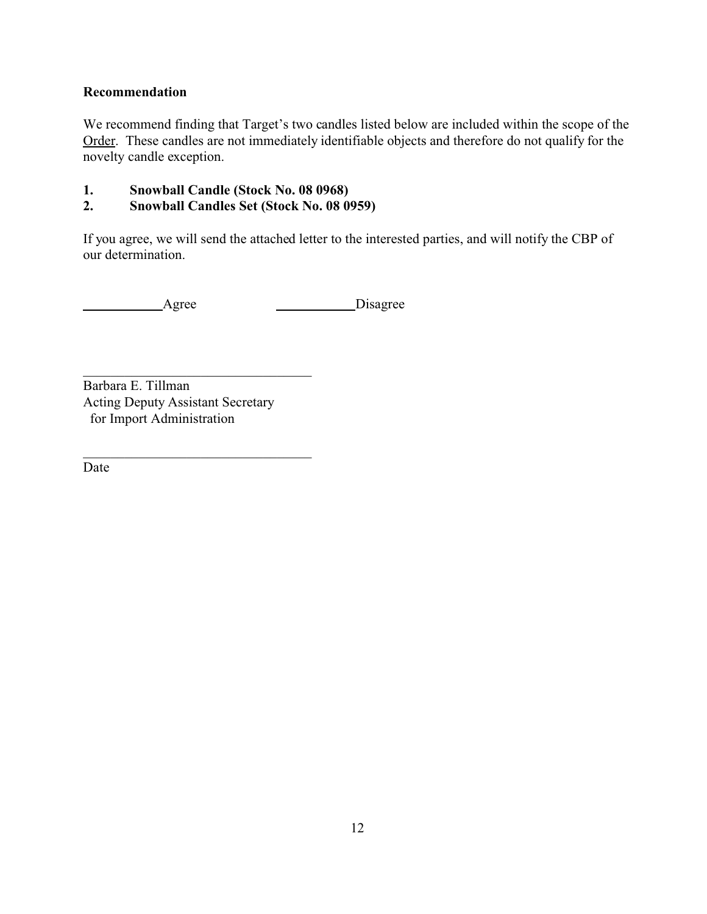**Recommendation**

We recommend finding that Target's two candles listed below are included within the scope of the Order. These candles are not immediately identifiable objects and therefore do not qualify for the novelty candle exception.

1. **Snowball Candle (Stock No. 08 0968)**
2. **Snowball Candles Set (Stock No. 08 0959)**

If you agree, we will send the attached letter to the interested parties, and will notify the CBP of our determination.

\_\_\_\_\_\_\_\_\_\_\_\_ Agree                    \_\_\_\_\_\_\_\_\_\_\_\_ Disagree

\_\_\_\_\_\_\_\_\_\_\_\_\_\_\_\_\_\_\_\_\_\_\_\_\_\_\_\_\_\_\_\_\_\_

Barbara E. Tillman
Acting Deputy Assistant Secretary
for Import Administration

\_\_\_\_\_\_\_\_\_\_\_\_\_\_\_\_\_\_\_\_\_\_\_\_\_\_\_\_\_\_\_\_\_\_

Date